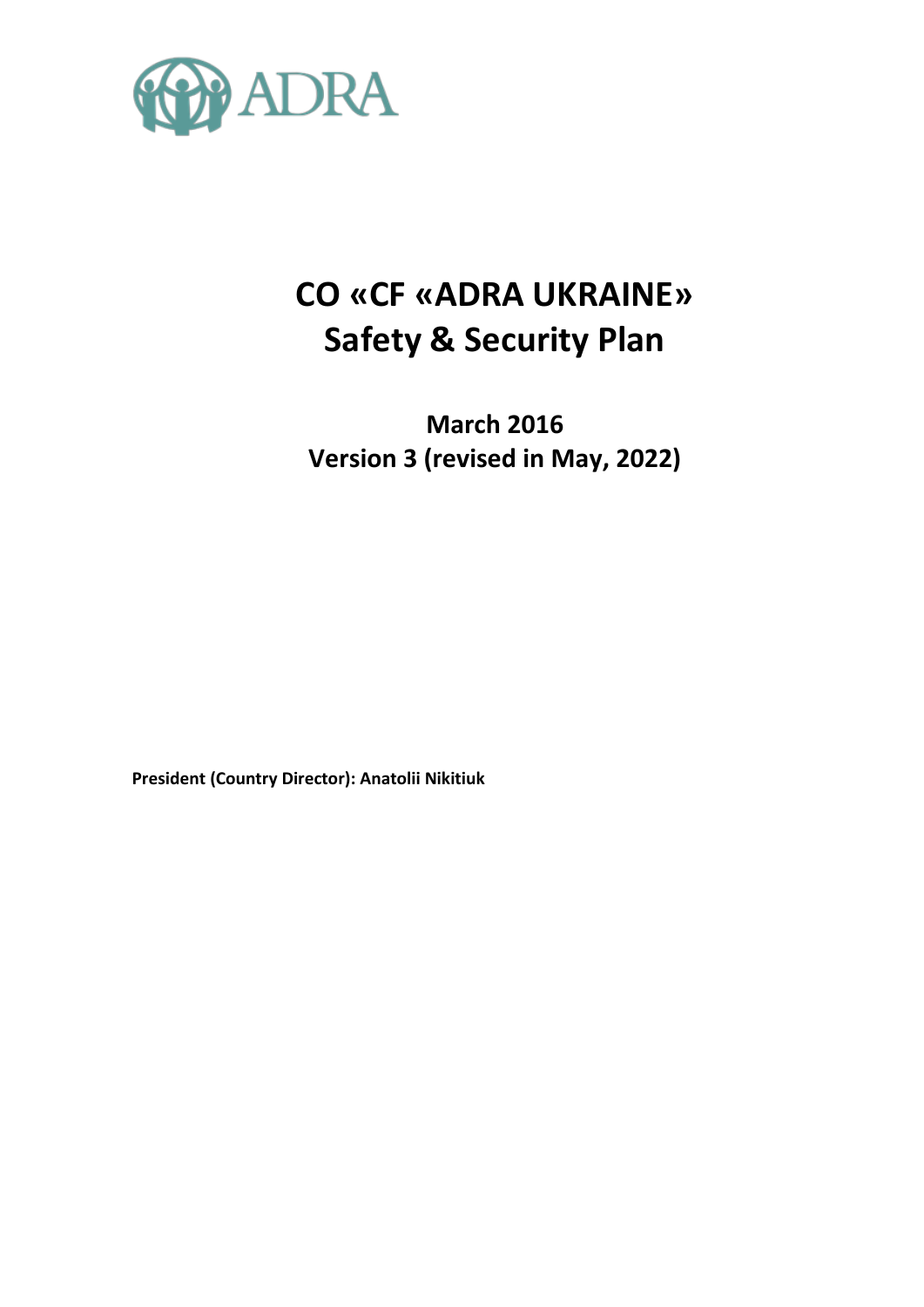ADRA

# CO «CF «ADRA UKRAINE» Safety & Security Plan

**March 2016**
**Version 3 (revised in May, 2022)**

**President (Country Director): Anatolii Nikitiuk**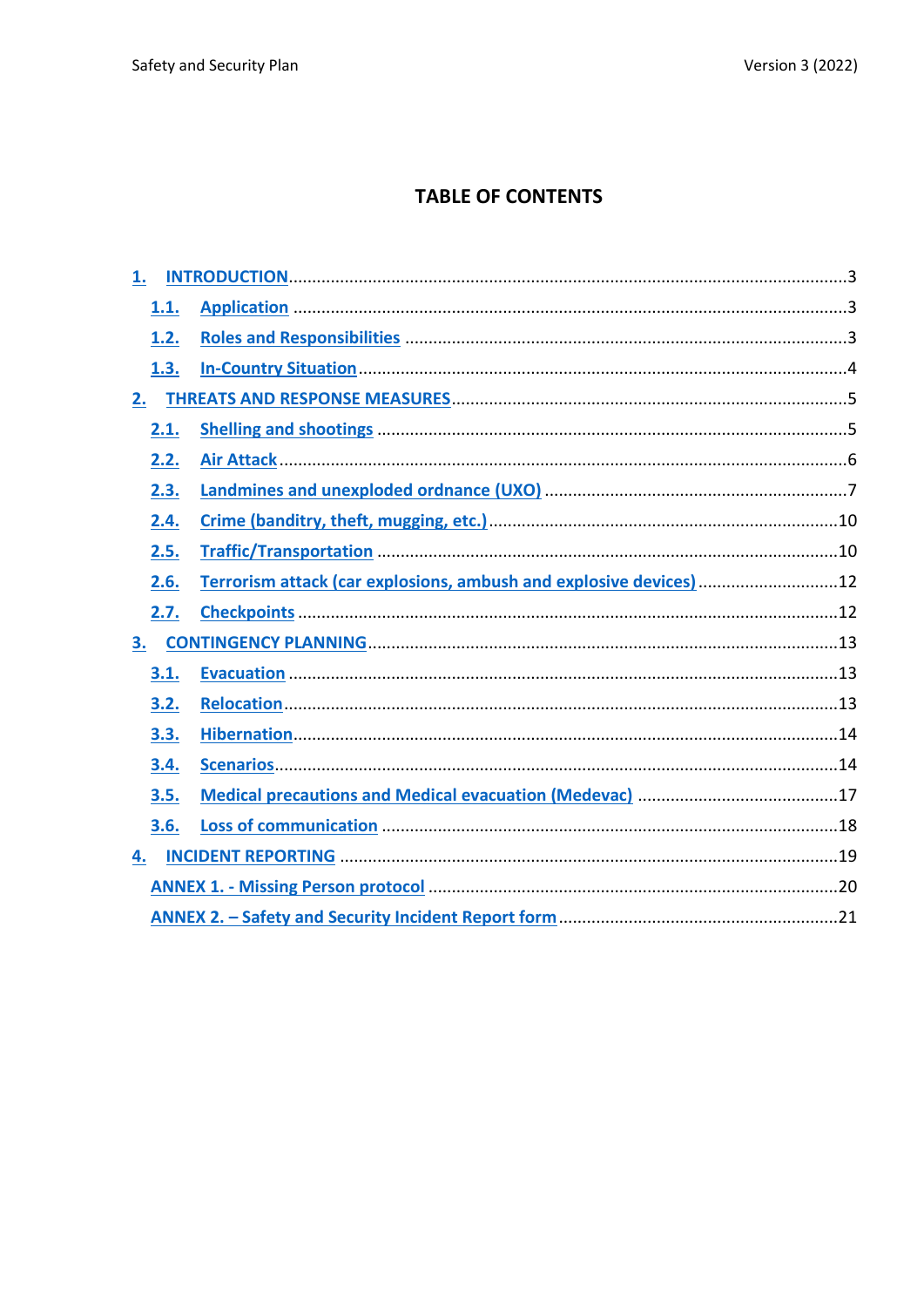## TABLE OF CONTENTS

1. INTRODUCTION ..... 3
   - 1.1. Application ..... 3
   - 1.2. Roles and Responsibilities ..... 3
   - 1.3. In-Country Situation ..... 4
2. THREATS AND RESPONSE MEASURES ..... 5
   - 2.1. Shelling and shootings ..... 5
   - 2.2. Air Attack ..... 6
   - 2.3. Landmines and unexploded ordnance (UXO) ..... 7
   - 2.4. Crime (banditry, theft, mugging, etc.) ..... 10
   - 2.5. Traffic/Transportation ..... 10
   - 2.6. Terrorism attack (car explosions, ambush and explosive devices) ..... 12
   - 2.7. Checkpoints ..... 12
3. CONTINGENCY PLANNING ..... 13
   - 3.1. Evacuation ..... 13
   - 3.2. Relocation ..... 13
   - 3.3. Hibernation ..... 14
   - 3.4. Scenarios ..... 14
   - 3.5. Medical precautions and Medical evacuation (Medevac) ..... 17
   - 3.6. Loss of communication ..... 18
4. INCIDENT REPORTING ..... 19
   - ANNEX 1. - Missing Person protocol ..... 20
   - ANNEX 2. – Safety and Security Incident Report form ..... 21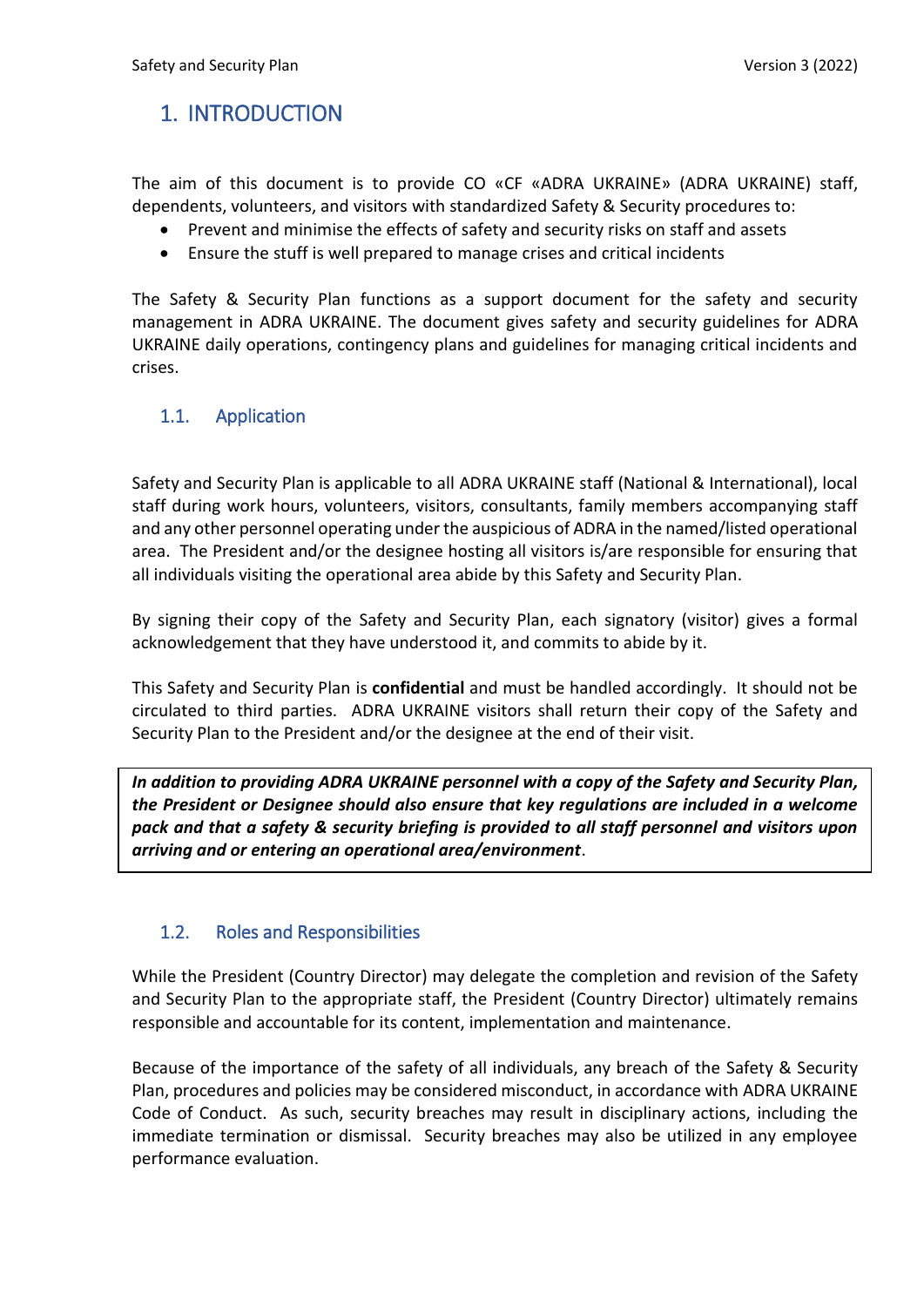# 1. INTRODUCTION

The aim of this document is to provide CO «CF «ADRA UKRAINE» (ADRA UKRAINE) staff, dependents, volunteers, and visitors with standardized Safety & Security procedures to:

- Prevent and minimise the effects of safety and security risks on staff and assets
- Ensure the stuff is well prepared to manage crises and critical incidents

The Safety & Security Plan functions as a support document for the safety and security management in ADRA UKRAINE. The document gives safety and security guidelines for ADRA UKRAINE daily operations, contingency plans and guidelines for managing critical incidents and crises.

## 1.1. Application

Safety and Security Plan is applicable to all ADRA UKRAINE staff (National & International), local staff during work hours, volunteers, visitors, consultants, family members accompanying staff and any other personnel operating under the auspicious of ADRA in the named/listed operational area. The President and/or the designee hosting all visitors is/are responsible for ensuring that all individuals visiting the operational area abide by this Safety and Security Plan.

By signing their copy of the Safety and Security Plan, each signatory (visitor) gives a formal acknowledgement that they have understood it, and commits to abide by it.

This Safety and Security Plan is **confidential** and must be handled accordingly. It should not be circulated to third parties. ADRA UKRAINE visitors shall return their copy of the Safety and Security Plan to the President and/or the designee at the end of their visit.

***In addition to providing ADRA UKRAINE personnel with a copy of the Safety and Security Plan, the President or Designee should also ensure that key regulations are included in a welcome pack and that a safety & security briefing is provided to all staff personnel and visitors upon arriving and or entering an operational area/environment***.

## 1.2. Roles and Responsibilities

While the President (Country Director) may delegate the completion and revision of the Safety and Security Plan to the appropriate staff, the President (Country Director) ultimately remains responsible and accountable for its content, implementation and maintenance.

Because of the importance of the safety of all individuals, any breach of the Safety & Security Plan, procedures and policies may be considered misconduct, in accordance with ADRA UKRAINE Code of Conduct. As such, security breaches may result in disciplinary actions, including the immediate termination or dismissal. Security breaches may also be utilized in any employee performance evaluation.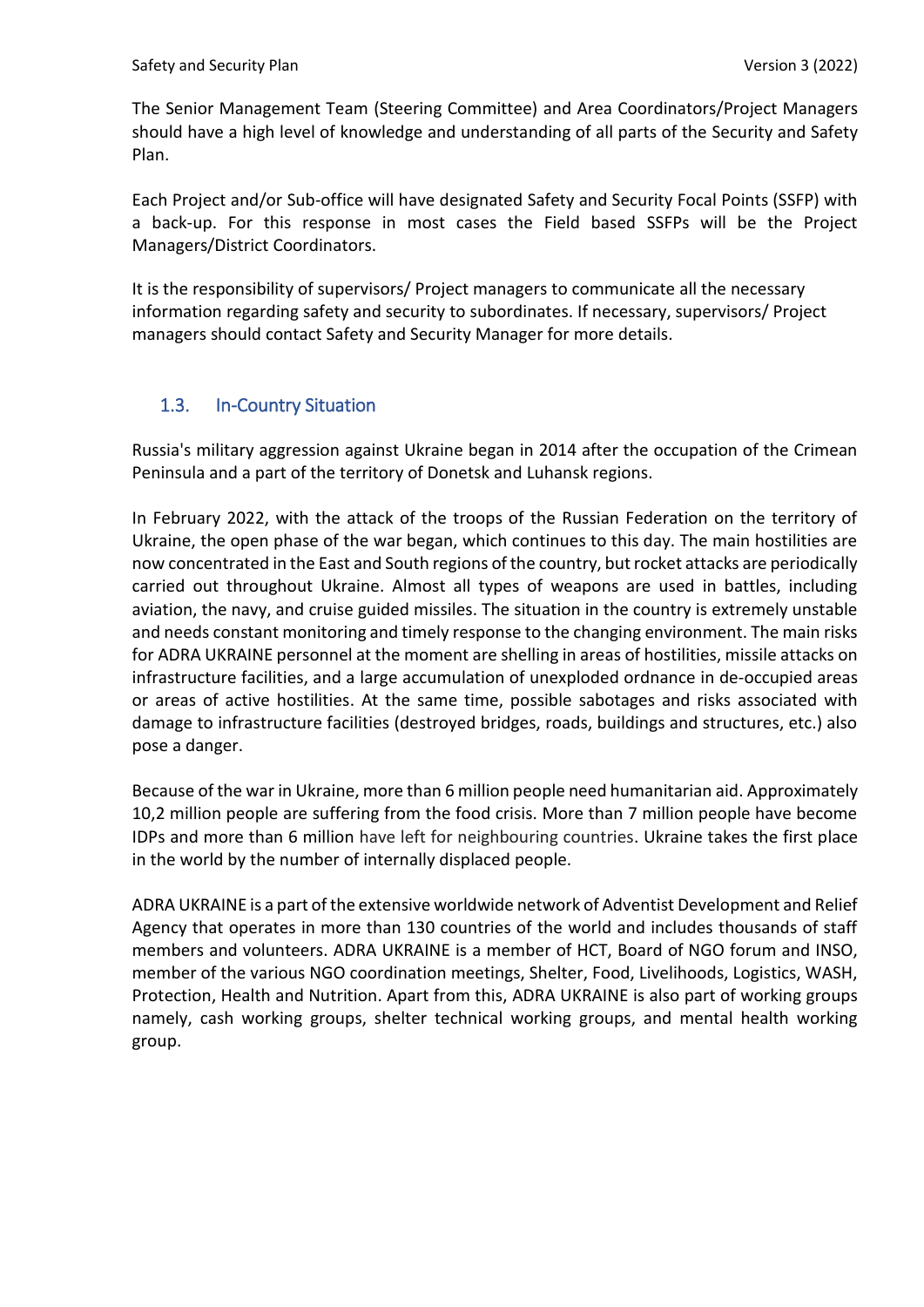The Senior Management Team (Steering Committee) and Area Coordinators/Project Managers should have a high level of knowledge and understanding of all parts of the Security and Safety Plan.

Each Project and/or Sub-office will have designated Safety and Security Focal Points (SSFP) with a back-up. For this response in most cases the Field based SSFPs will be the Project Managers/District Coordinators.

It is the responsibility of supervisors/ Project managers to communicate all the necessary information regarding safety and security to subordinates. If necessary, supervisors/ Project managers should contact Safety and Security Manager for more details.

## 1.3. In-Country Situation

Russia's military aggression against Ukraine began in 2014 after the occupation of the Crimean Peninsula and a part of the territory of Donetsk and Luhansk regions.

In February 2022, with the attack of the troops of the Russian Federation on the territory of Ukraine, the open phase of the war began, which continues to this day. The main hostilities are now concentrated in the East and South regions of the country, but rocket attacks are periodically carried out throughout Ukraine. Almost all types of weapons are used in battles, including aviation, the navy, and cruise guided missiles. The situation in the country is extremely unstable and needs constant monitoring and timely response to the changing environment. The main risks for ADRA UKRAINE personnel at the moment are shelling in areas of hostilities, missile attacks on infrastructure facilities, and a large accumulation of unexploded ordnance in de-occupied areas or areas of active hostilities. At the same time, possible sabotages and risks associated with damage to infrastructure facilities (destroyed bridges, roads, buildings and structures, etc.) also pose a danger.

Because of the war in Ukraine, more than 6 million people need humanitarian aid. Approximately 10,2 million people are suffering from the food crisis. More than 7 million people have become IDPs and more than 6 million have left for neighbouring countries. Ukraine takes the first place in the world by the number of internally displaced people.

ADRA UKRAINE is a part of the extensive worldwide network of Adventist Development and Relief Agency that operates in more than 130 countries of the world and includes thousands of staff members and volunteers. ADRA UKRAINE is a member of HCT, Board of NGO forum and INSO, member of the various NGO coordination meetings, Shelter, Food, Livelihoods, Logistics, WASH, Protection, Health and Nutrition. Apart from this, ADRA UKRAINE is also part of working groups namely, cash working groups, shelter technical working groups, and mental health working group.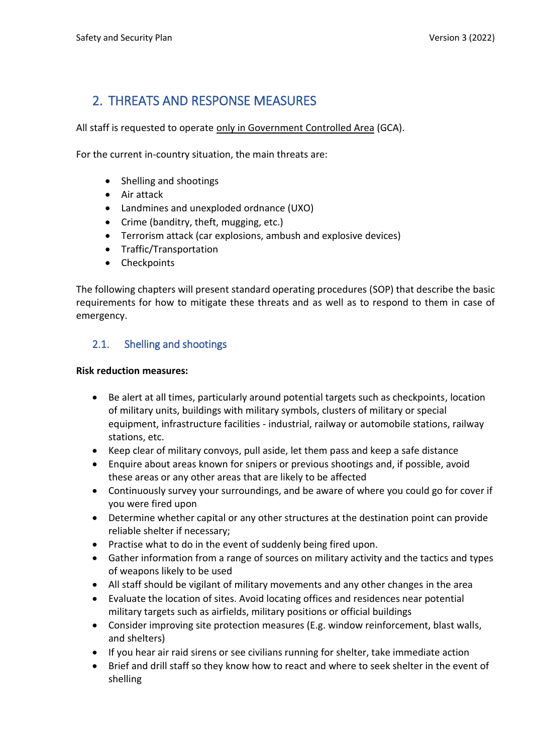## 2. THREATS AND RESPONSE MEASURES

All staff is requested to operate only in Government Controlled Area (GCA).

For the current in-country situation, the main threats are:

- Shelling and shootings
- Air attack
- Landmines and unexploded ordnance (UXO)
- Crime (banditry, theft, mugging, etc.)
- Terrorism attack (car explosions, ambush and explosive devices)
- Traffic/Transportation
- Checkpoints

The following chapters will present standard operating procedures (SOP) that describe the basic requirements for how to mitigate these threats and as well as to respond to them in case of emergency.

### 2.1. Shelling and shootings

**Risk reduction measures:**

- Be alert at all times, particularly around potential targets such as checkpoints, location of military units, buildings with military symbols, clusters of military or special equipment, infrastructure facilities - industrial, railway or automobile stations, railway stations, etc.
- Keep clear of military convoys, pull aside, let them pass and keep a safe distance
- Enquire about areas known for snipers or previous shootings and, if possible, avoid these areas or any other areas that are likely to be affected
- Continuously survey your surroundings, and be aware of where you could go for cover if you were fired upon
- Determine whether capital or any other structures at the destination point can provide reliable shelter if necessary;
- Practise what to do in the event of suddenly being fired upon.
- Gather information from a range of sources on military activity and the tactics and types of weapons likely to be used
- All staff should be vigilant of military movements and any other changes in the area
- Evaluate the location of sites. Avoid locating offices and residences near potential military targets such as airfields, military positions or official buildings
- Consider improving site protection measures (E.g. window reinforcement, blast walls, and shelters)
- If you hear air raid sirens or see civilians running for shelter, take immediate action
- Brief and drill staff so they know how to react and where to seek shelter in the event of shelling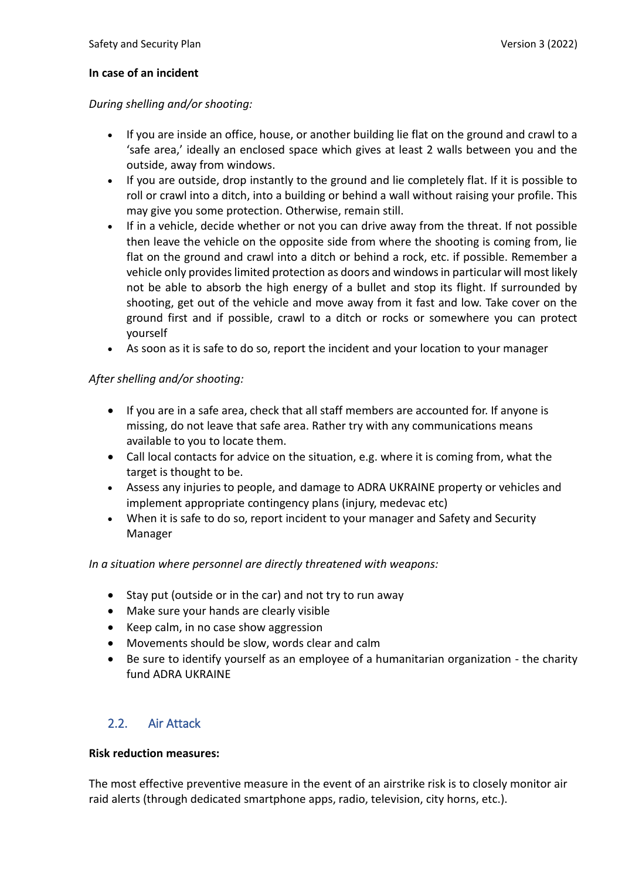**In case of an incident**

*During shelling and/or shooting:*

- If you are inside an office, house, or another building lie flat on the ground and crawl to a 'safe area,' ideally an enclosed space which gives at least 2 walls between you and the outside, away from windows.
- If you are outside, drop instantly to the ground and lie completely flat. If it is possible to roll or crawl into a ditch, into a building or behind a wall without raising your profile. This may give you some protection. Otherwise, remain still.
- If in a vehicle, decide whether or not you can drive away from the threat. If not possible then leave the vehicle on the opposite side from where the shooting is coming from, lie flat on the ground and crawl into a ditch or behind a rock, etc. if possible. Remember a vehicle only provides limited protection as doors and windows in particular will most likely not be able to absorb the high energy of a bullet and stop its flight. If surrounded by shooting, get out of the vehicle and move away from it fast and low. Take cover on the ground first and if possible, crawl to a ditch or rocks or somewhere you can protect yourself
- As soon as it is safe to do so, report the incident and your location to your manager

*After shelling and/or shooting:*

- If you are in a safe area, check that all staff members are accounted for. If anyone is missing, do not leave that safe area. Rather try with any communications means available to you to locate them.
- Call local contacts for advice on the situation, e.g. where it is coming from, what the target is thought to be.
- Assess any injuries to people, and damage to ADRA UKRAINE property or vehicles and implement appropriate contingency plans (injury, medevac etc)
- When it is safe to do so, report incident to your manager and Safety and Security Manager

*In a situation where personnel are directly threatened with weapons:*

- Stay put (outside or in the car) and not try to run away
- Make sure your hands are clearly visible
- Keep calm, in no case show aggression
- Movements should be slow, words clear and calm
- Be sure to identify yourself as an employee of a humanitarian organization - the charity fund ADRA UKRAINE

## 2.2. Air Attack

**Risk reduction measures:**

The most effective preventive measure in the event of an airstrike risk is to closely monitor air raid alerts (through dedicated smartphone apps, radio, television, city horns, etc.).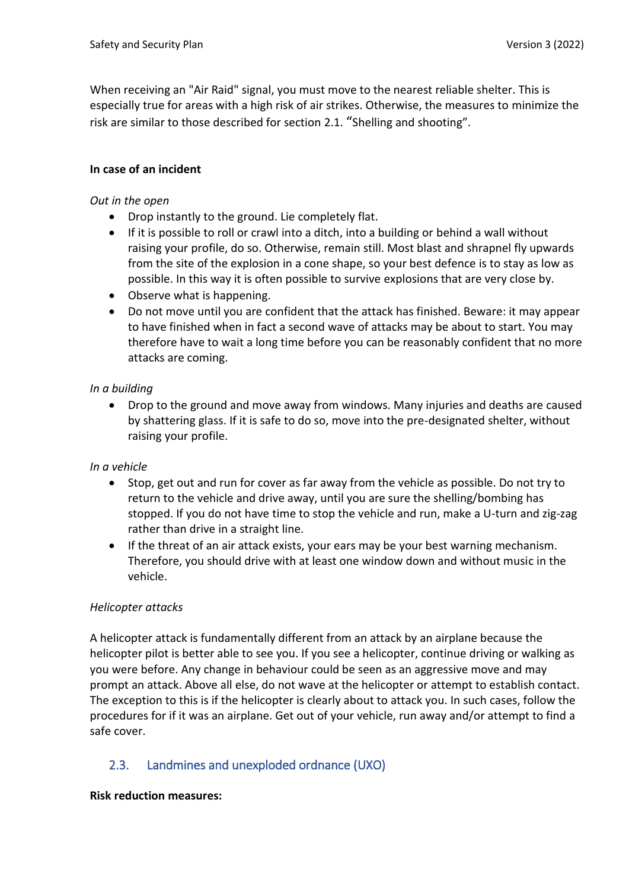When receiving an "Air Raid" signal, you must move to the nearest reliable shelter. This is especially true for areas with a high risk of air strikes. Otherwise, the measures to minimize the risk are similar to those described for section 2.1. "Shelling and shooting".

**In case of an incident**

*Out in the open*

- Drop instantly to the ground. Lie completely flat.
- If it is possible to roll or crawl into a ditch, into a building or behind a wall without raising your profile, do so. Otherwise, remain still. Most blast and shrapnel fly upwards from the site of the explosion in a cone shape, so your best defence is to stay as low as possible. In this way it is often possible to survive explosions that are very close by.
- Observe what is happening.
- Do not move until you are confident that the attack has finished. Beware: it may appear to have finished when in fact a second wave of attacks may be about to start. You may therefore have to wait a long time before you can be reasonably confident that no more attacks are coming.

*In a building*

- Drop to the ground and move away from windows. Many injuries and deaths are caused by shattering glass. If it is safe to do so, move into the pre-designated shelter, without raising your profile.

*In a vehicle*

- Stop, get out and run for cover as far away from the vehicle as possible. Do not try to return to the vehicle and drive away, until you are sure the shelling/bombing has stopped. If you do not have time to stop the vehicle and run, make a U-turn and zig-zag rather than drive in a straight line.
- If the threat of an air attack exists, your ears may be your best warning mechanism. Therefore, you should drive with at least one window down and without music in the vehicle.

*Helicopter attacks*

A helicopter attack is fundamentally different from an attack by an airplane because the helicopter pilot is better able to see you. If you see a helicopter, continue driving or walking as you were before. Any change in behaviour could be seen as an aggressive move and may prompt an attack. Above all else, do not wave at the helicopter or attempt to establish contact. The exception to this is if the helicopter is clearly about to attack you. In such cases, follow the procedures for if it was an airplane. Get out of your vehicle, run away and/or attempt to find a safe cover.

## 2.3. Landmines and unexploded ordnance (UXO)

**Risk reduction measures:**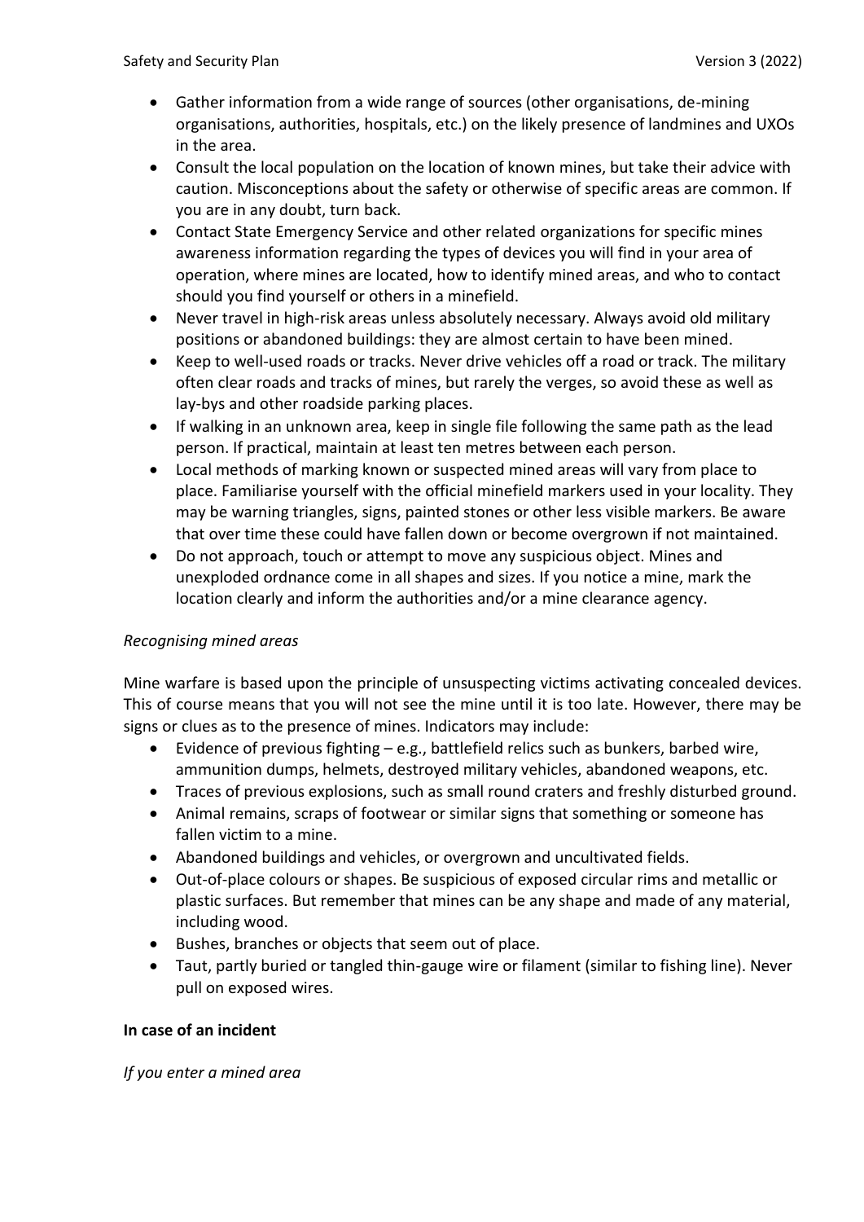- Gather information from a wide range of sources (other organisations, de-mining organisations, authorities, hospitals, etc.) on the likely presence of landmines and UXOs in the area.
- Consult the local population on the location of known mines, but take their advice with caution. Misconceptions about the safety or otherwise of specific areas are common. If you are in any doubt, turn back.
- Contact State Emergency Service and other related organizations for specific mines awareness information regarding the types of devices you will find in your area of operation, where mines are located, how to identify mined areas, and who to contact should you find yourself or others in a minefield.
- Never travel in high-risk areas unless absolutely necessary. Always avoid old military positions or abandoned buildings: they are almost certain to have been mined.
- Keep to well-used roads or tracks. Never drive vehicles off a road or track. The military often clear roads and tracks of mines, but rarely the verges, so avoid these as well as lay-bys and other roadside parking places.
- If walking in an unknown area, keep in single file following the same path as the lead person. If practical, maintain at least ten metres between each person.
- Local methods of marking known or suspected mined areas will vary from place to place. Familiarise yourself with the official minefield markers used in your locality. They may be warning triangles, signs, painted stones or other less visible markers. Be aware that over time these could have fallen down or become overgrown if not maintained.
- Do not approach, touch or attempt to move any suspicious object. Mines and unexploded ordnance come in all shapes and sizes. If you notice a mine, mark the location clearly and inform the authorities and/or a mine clearance agency.

*Recognising mined areas*

Mine warfare is based upon the principle of unsuspecting victims activating concealed devices. This of course means that you will not see the mine until it is too late. However, there may be signs or clues as to the presence of mines. Indicators may include:

- Evidence of previous fighting – e.g., battlefield relics such as bunkers, barbed wire, ammunition dumps, helmets, destroyed military vehicles, abandoned weapons, etc.
- Traces of previous explosions, such as small round craters and freshly disturbed ground.
- Animal remains, scraps of footwear or similar signs that something or someone has fallen victim to a mine.
- Abandoned buildings and vehicles, or overgrown and uncultivated fields.
- Out-of-place colours or shapes. Be suspicious of exposed circular rims and metallic or plastic surfaces. But remember that mines can be any shape and made of any material, including wood.
- Bushes, branches or objects that seem out of place.
- Taut, partly buried or tangled thin-gauge wire or filament (similar to fishing line). Never pull on exposed wires.

**In case of an incident**

*If you enter a mined area*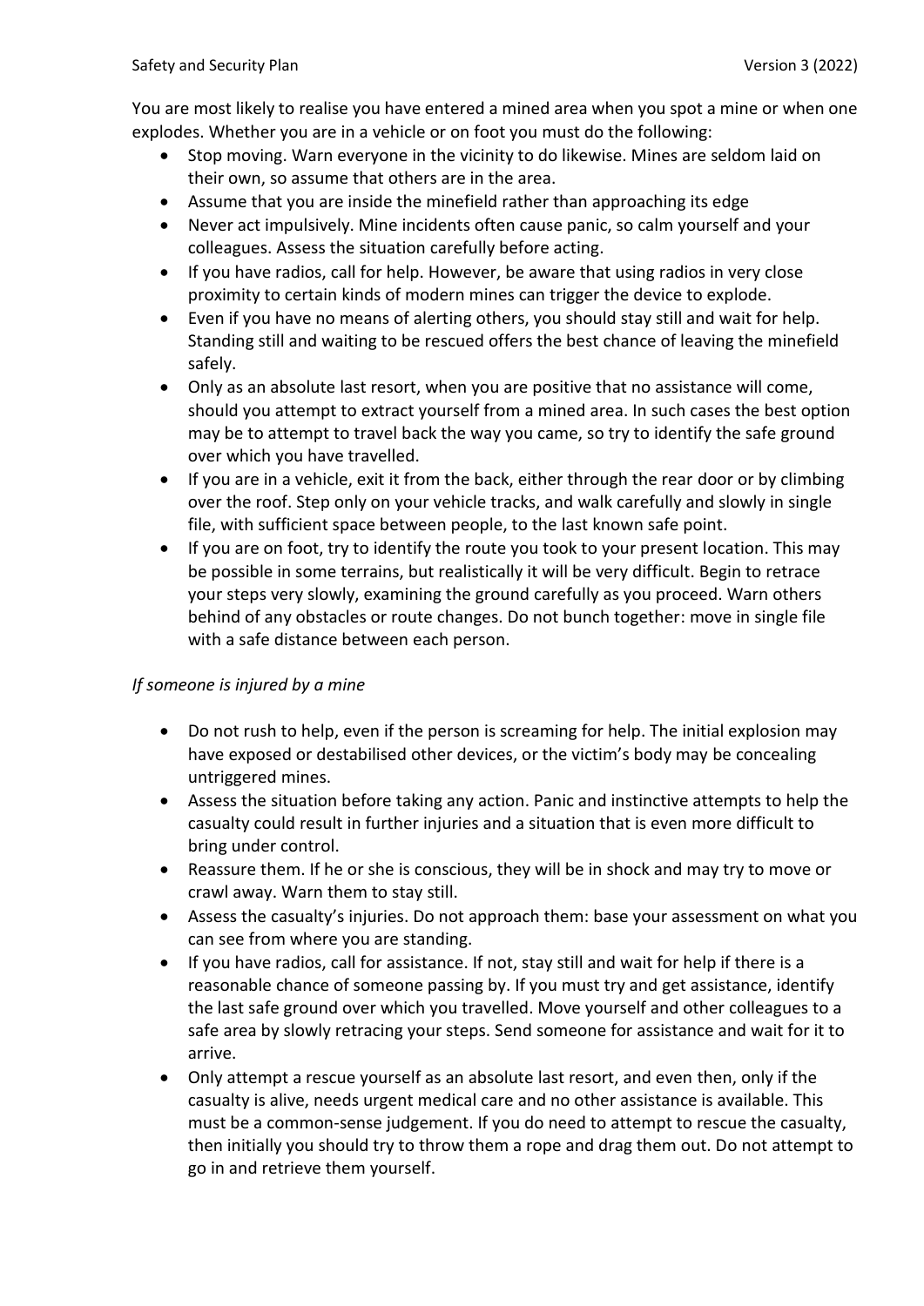You are most likely to realise you have entered a mined area when you spot a mine or when one explodes. Whether you are in a vehicle or on foot you must do the following:

- Stop moving. Warn everyone in the vicinity to do likewise. Mines are seldom laid on their own, so assume that others are in the area.
- Assume that you are inside the minefield rather than approaching its edge
- Never act impulsively. Mine incidents often cause panic, so calm yourself and your colleagues. Assess the situation carefully before acting.
- If you have radios, call for help. However, be aware that using radios in very close proximity to certain kinds of modern mines can trigger the device to explode.
- Even if you have no means of alerting others, you should stay still and wait for help. Standing still and waiting to be rescued offers the best chance of leaving the minefield safely.
- Only as an absolute last resort, when you are positive that no assistance will come, should you attempt to extract yourself from a mined area. In such cases the best option may be to attempt to travel back the way you came, so try to identify the safe ground over which you have travelled.
- If you are in a vehicle, exit it from the back, either through the rear door or by climbing over the roof. Step only on your vehicle tracks, and walk carefully and slowly in single file, with sufficient space between people, to the last known safe point.
- If you are on foot, try to identify the route you took to your present location. This may be possible in some terrains, but realistically it will be very difficult. Begin to retrace your steps very slowly, examining the ground carefully as you proceed. Warn others behind of any obstacles or route changes. Do not bunch together: move in single file with a safe distance between each person.

*If someone is injured by a mine*

- Do not rush to help, even if the person is screaming for help. The initial explosion may have exposed or destabilised other devices, or the victim's body may be concealing untriggered mines.
- Assess the situation before taking any action. Panic and instinctive attempts to help the casualty could result in further injuries and a situation that is even more difficult to bring under control.
- Reassure them. If he or she is conscious, they will be in shock and may try to move or crawl away. Warn them to stay still.
- Assess the casualty's injuries. Do not approach them: base your assessment on what you can see from where you are standing.
- If you have radios, call for assistance. If not, stay still and wait for help if there is a reasonable chance of someone passing by. If you must try and get assistance, identify the last safe ground over which you travelled. Move yourself and other colleagues to a safe area by slowly retracing your steps. Send someone for assistance and wait for it to arrive.
- Only attempt a rescue yourself as an absolute last resort, and even then, only if the casualty is alive, needs urgent medical care and no other assistance is available. This must be a common-sense judgement. If you do need to attempt to rescue the casualty, then initially you should try to throw them a rope and drag them out. Do not attempt to go in and retrieve them yourself.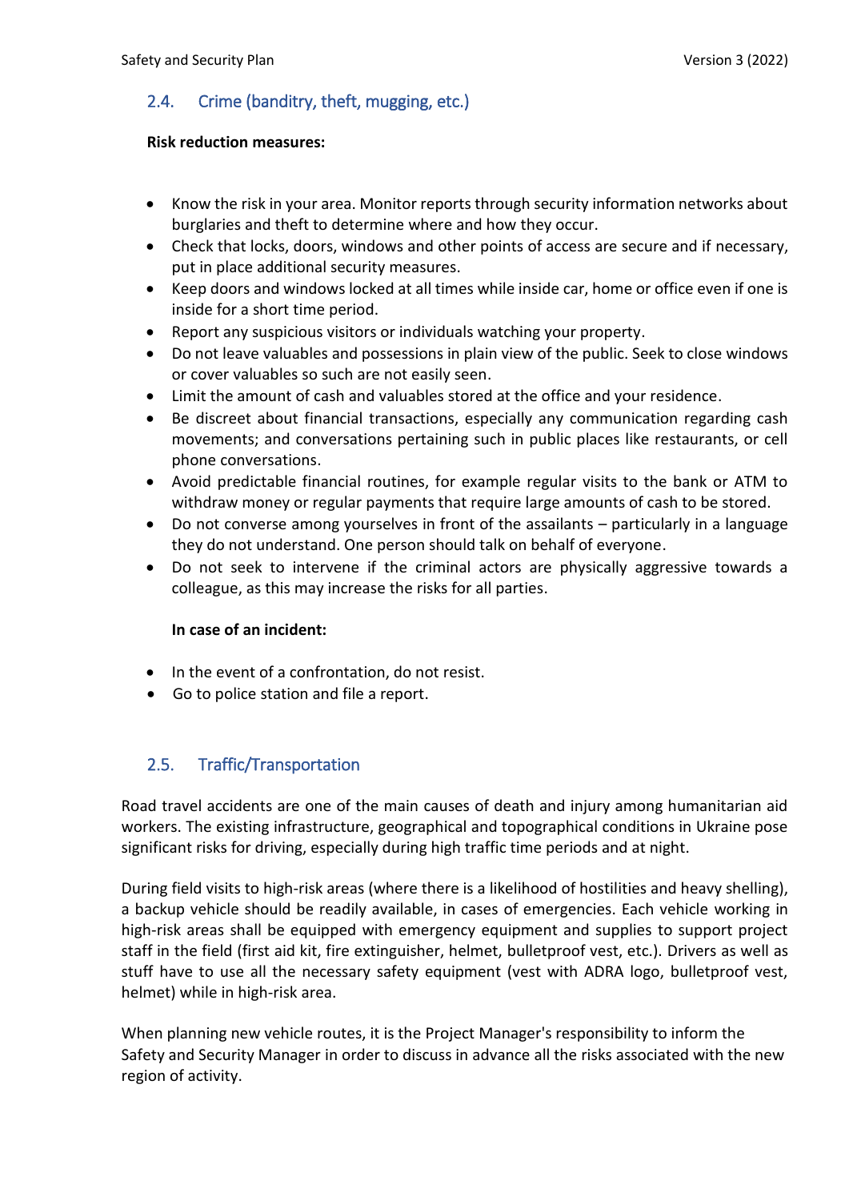## 2.4. Crime (banditry, theft, mugging, etc.)

**Risk reduction measures:**

- Know the risk in your area. Monitor reports through security information networks about burglaries and theft to determine where and how they occur.
- Check that locks, doors, windows and other points of access are secure and if necessary, put in place additional security measures.
- Keep doors and windows locked at all times while inside car, home or office even if one is inside for a short time period.
- Report any suspicious visitors or individuals watching your property.
- Do not leave valuables and possessions in plain view of the public. Seek to close windows or cover valuables so such are not easily seen.
- Limit the amount of cash and valuables stored at the office and your residence.
- Be discreet about financial transactions, especially any communication regarding cash movements; and conversations pertaining such in public places like restaurants, or cell phone conversations.
- Avoid predictable financial routines, for example regular visits to the bank or ATM to withdraw money or regular payments that require large amounts of cash to be stored.
- Do not converse among yourselves in front of the assailants – particularly in a language they do not understand. One person should talk on behalf of everyone.
- Do not seek to intervene if the criminal actors are physically aggressive towards a colleague, as this may increase the risks for all parties.

**In case of an incident:**

- In the event of a confrontation, do not resist.
- Go to police station and file a report.

## 2.5. Traffic/Transportation

Road travel accidents are one of the main causes of death and injury among humanitarian aid workers. The existing infrastructure, geographical and topographical conditions in Ukraine pose significant risks for driving, especially during high traffic time periods and at night.

During field visits to high-risk areas (where there is a likelihood of hostilities and heavy shelling), a backup vehicle should be readily available, in cases of emergencies. Each vehicle working in high-risk areas shall be equipped with emergency equipment and supplies to support project staff in the field (first aid kit, fire extinguisher, helmet, bulletproof vest, etc.). Drivers as well as stuff have to use all the necessary safety equipment (vest with ADRA logo, bulletproof vest, helmet) while in high-risk area.

When planning new vehicle routes, it is the Project Manager's responsibility to inform the Safety and Security Manager in order to discuss in advance all the risks associated with the new region of activity.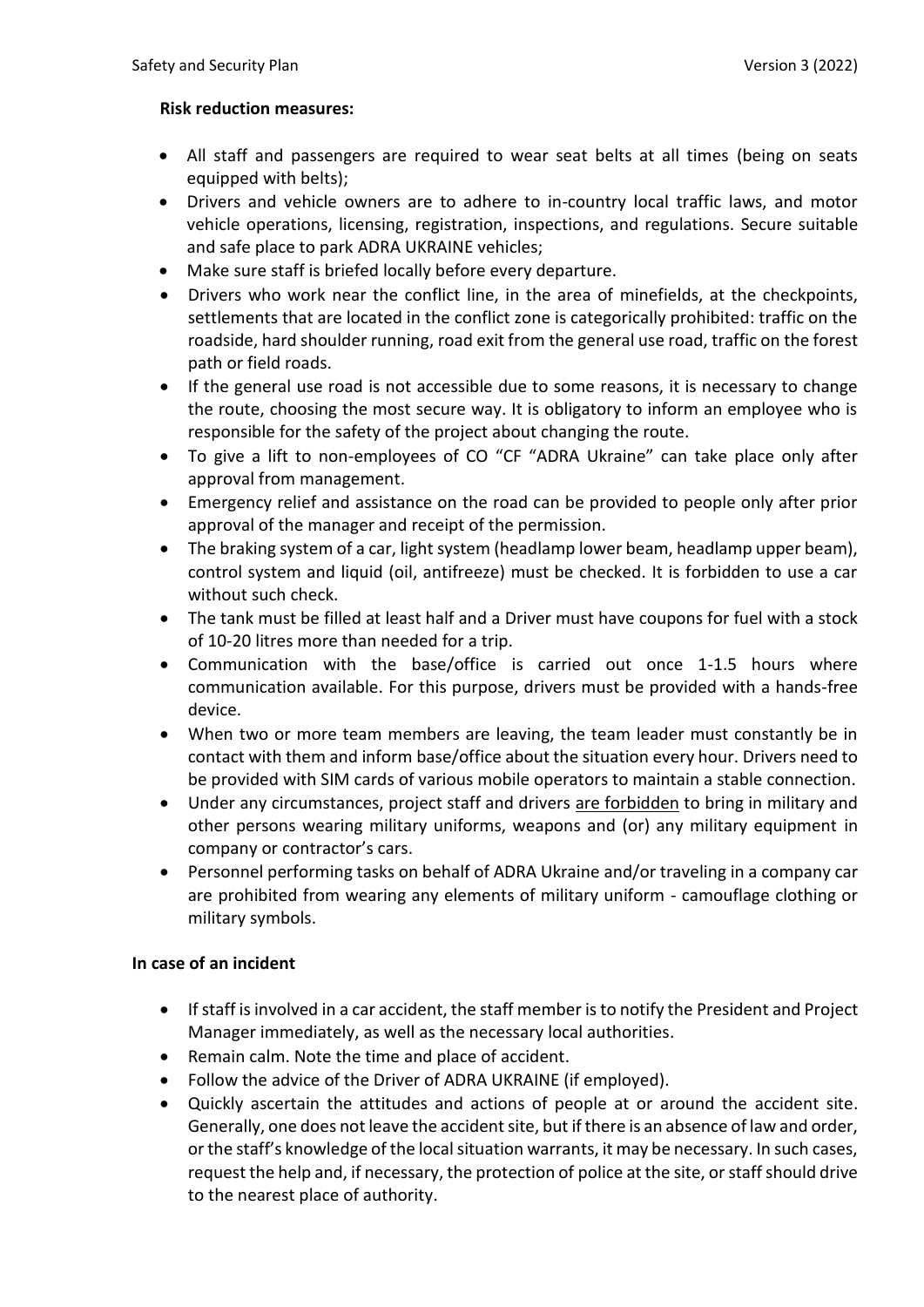**Risk reduction measures:**

- All staff and passengers are required to wear seat belts at all times (being on seats equipped with belts);
- Drivers and vehicle owners are to adhere to in-country local traffic laws, and motor vehicle operations, licensing, registration, inspections, and regulations. Secure suitable and safe place to park ADRA UKRAINE vehicles;
- Make sure staff is briefed locally before every departure.
- Drivers who work near the conflict line, in the area of minefields, at the checkpoints, settlements that are located in the conflict zone is categorically prohibited: traffic on the roadside, hard shoulder running, road exit from the general use road, traffic on the forest path or field roads.
- If the general use road is not accessible due to some reasons, it is necessary to change the route, choosing the most secure way. It is obligatory to inform an employee who is responsible for the safety of the project about changing the route.
- To give a lift to non-employees of CO "CF "ADRA Ukraine" can take place only after approval from management.
- Emergency relief and assistance on the road can be provided to people only after prior approval of the manager and receipt of the permission.
- The braking system of a car, light system (headlamp lower beam, headlamp upper beam), control system and liquid (oil, antifreeze) must be checked. It is forbidden to use a car without such check.
- The tank must be filled at least half and a Driver must have coupons for fuel with a stock of 10-20 litres more than needed for a trip.
- Communication with the base/office is carried out once 1-1.5 hours where communication available. For this purpose, drivers must be provided with a hands-free device.
- When two or more team members are leaving, the team leader must constantly be in contact with them and inform base/office about the situation every hour. Drivers need to be provided with SIM cards of various mobile operators to maintain a stable connection.
- Under any circumstances, project staff and drivers are forbidden to bring in military and other persons wearing military uniforms, weapons and (or) any military equipment in company or contractor's cars.
- Personnel performing tasks on behalf of ADRA Ukraine and/or traveling in a company car are prohibited from wearing any elements of military uniform - camouflage clothing or military symbols.

**In case of an incident**

- If staff is involved in a car accident, the staff member is to notify the President and Project Manager immediately, as well as the necessary local authorities.
- Remain calm. Note the time and place of accident.
- Follow the advice of the Driver of ADRA UKRAINE (if employed).
- Quickly ascertain the attitudes and actions of people at or around the accident site. Generally, one does not leave the accident site, but if there is an absence of law and order, or the staff's knowledge of the local situation warrants, it may be necessary. In such cases, request the help and, if necessary, the protection of police at the site, or staff should drive to the nearest place of authority.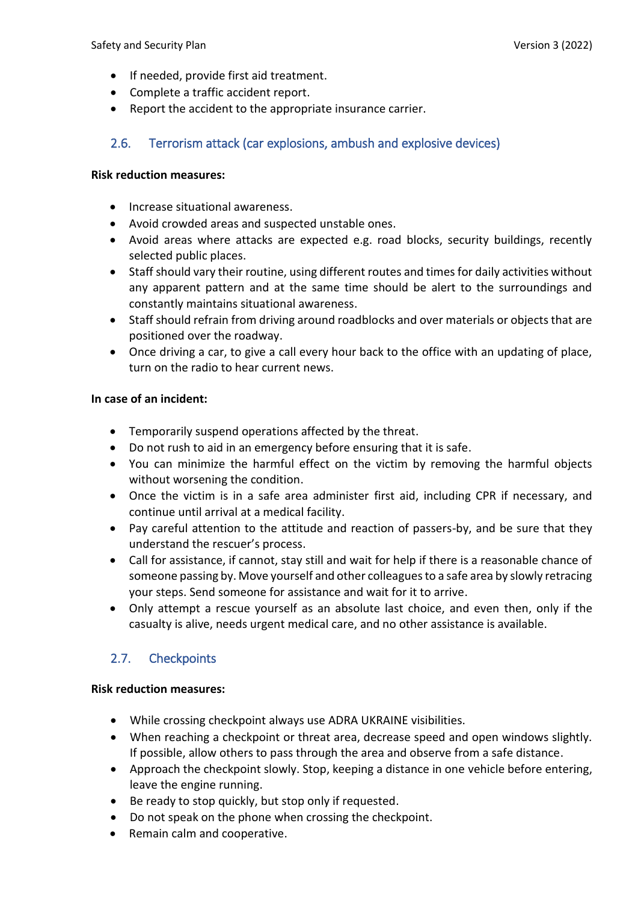- If needed, provide first aid treatment.
- Complete a traffic accident report.
- Report the accident to the appropriate insurance carrier.

## 2.6. Terrorism attack (car explosions, ambush and explosive devices)

**Risk reduction measures:**

- Increase situational awareness.
- Avoid crowded areas and suspected unstable ones.
- Avoid areas where attacks are expected e.g. road blocks, security buildings, recently selected public places.
- Staff should vary their routine, using different routes and times for daily activities without any apparent pattern and at the same time should be alert to the surroundings and constantly maintains situational awareness.
- Staff should refrain from driving around roadblocks and over materials or objects that are positioned over the roadway.
- Once driving a car, to give a call every hour back to the office with an updating of place, turn on the radio to hear current news.

**In case of an incident:**

- Temporarily suspend operations affected by the threat.
- Do not rush to aid in an emergency before ensuring that it is safe.
- You can minimize the harmful effect on the victim by removing the harmful objects without worsening the condition.
- Once the victim is in a safe area administer first aid, including CPR if necessary, and continue until arrival at a medical facility.
- Pay careful attention to the attitude and reaction of passers-by, and be sure that they understand the rescuer's process.
- Call for assistance, if cannot, stay still and wait for help if there is a reasonable chance of someone passing by. Move yourself and other colleagues to a safe area by slowly retracing your steps. Send someone for assistance and wait for it to arrive.
- Only attempt a rescue yourself as an absolute last choice, and even then, only if the casualty is alive, needs urgent medical care, and no other assistance is available.

## 2.7. Checkpoints

**Risk reduction measures:**

- While crossing checkpoint always use ADRA UKRAINE visibilities.
- When reaching a checkpoint or threat area, decrease speed and open windows slightly. If possible, allow others to pass through the area and observe from a safe distance.
- Approach the checkpoint slowly. Stop, keeping a distance in one vehicle before entering, leave the engine running.
- Be ready to stop quickly, but stop only if requested.
- Do not speak on the phone when crossing the checkpoint.
- Remain calm and cooperative.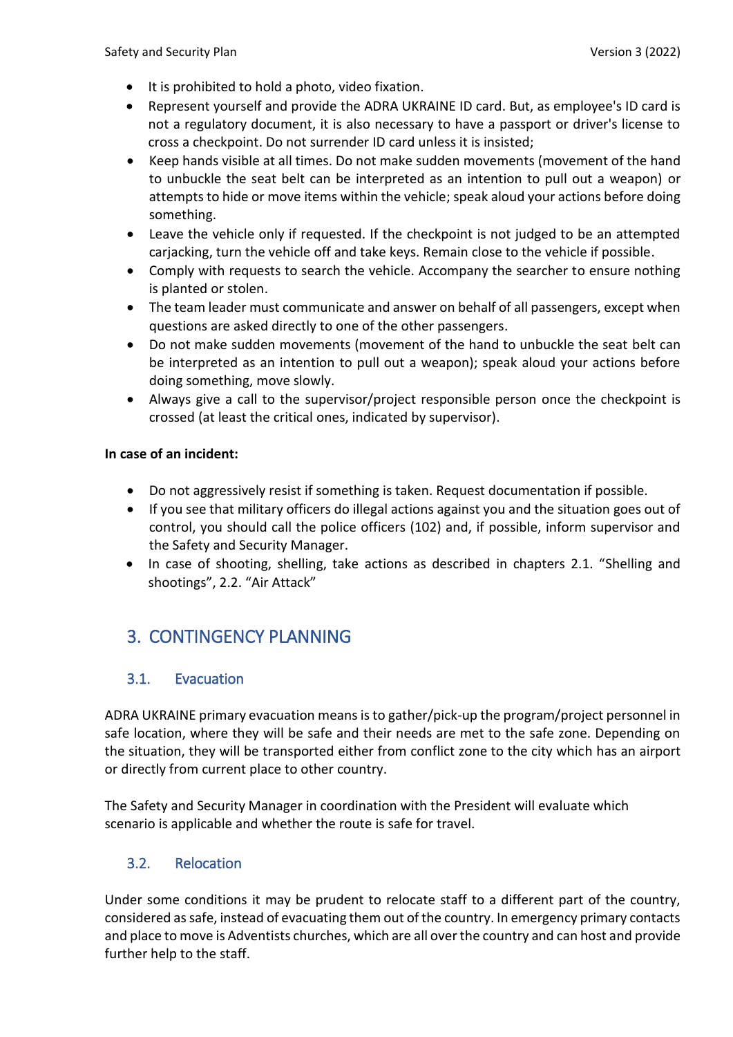- It is prohibited to hold a photo, video fixation.
- Represent yourself and provide the ADRA UKRAINE ID card. But, as employee's ID card is not a regulatory document, it is also necessary to have a passport or driver's license to cross a checkpoint. Do not surrender ID card unless it is insisted;
- Keep hands visible at all times. Do not make sudden movements (movement of the hand to unbuckle the seat belt can be interpreted as an intention to pull out a weapon) or attempts to hide or move items within the vehicle; speak aloud your actions before doing something.
- Leave the vehicle only if requested. If the checkpoint is not judged to be an attempted carjacking, turn the vehicle off and take keys. Remain close to the vehicle if possible.
- Comply with requests to search the vehicle. Accompany the searcher to ensure nothing is planted or stolen.
- The team leader must communicate and answer on behalf of all passengers, except when questions are asked directly to one of the other passengers.
- Do not make sudden movements (movement of the hand to unbuckle the seat belt can be interpreted as an intention to pull out a weapon); speak aloud your actions before doing something, move slowly.
- Always give a call to the supervisor/project responsible person once the checkpoint is crossed (at least the critical ones, indicated by supervisor).

**In case of an incident:**

- Do not aggressively resist if something is taken. Request documentation if possible.
- If you see that military officers do illegal actions against you and the situation goes out of control, you should call the police officers (102) and, if possible, inform supervisor and the Safety and Security Manager.
- In case of shooting, shelling, take actions as described in chapters 2.1. "Shelling and shootings", 2.2. "Air Attack"

# 3. CONTINGENCY PLANNING

## 3.1. Evacuation

ADRA UKRAINE primary evacuation means is to gather/pick-up the program/project personnel in safe location, where they will be safe and their needs are met to the safe zone. Depending on the situation, they will be transported either from conflict zone to the city which has an airport or directly from current place to other country.

The Safety and Security Manager in coordination with the President will evaluate which scenario is applicable and whether the route is safe for travel.

## 3.2. Relocation

Under some conditions it may be prudent to relocate staff to a different part of the country, considered as safe, instead of evacuating them out of the country. In emergency primary contacts and place to move is Adventists churches, which are all over the country and can host and provide further help to the staff.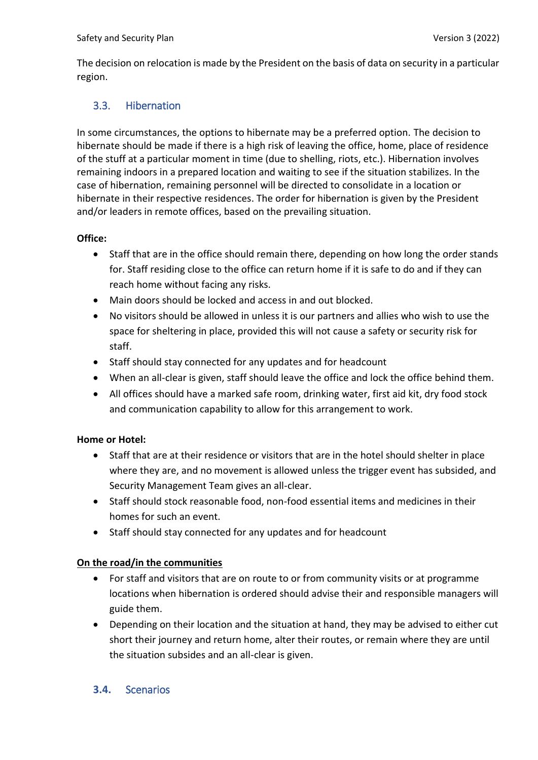The decision on relocation is made by the President on the basis of data on security in a particular region.

## 3.3. Hibernation

In some circumstances, the options to hibernate may be a preferred option. The decision to hibernate should be made if there is a high risk of leaving the office, home, place of residence of the stuff at a particular moment in time (due to shelling, riots, etc.). Hibernation involves remaining indoors in a prepared location and waiting to see if the situation stabilizes. In the case of hibernation, remaining personnel will be directed to consolidate in a location or hibernate in their respective residences. The order for hibernation is given by the President and/or leaders in remote offices, based on the prevailing situation.

**Office:**

- Staff that are in the office should remain there, depending on how long the order stands for. Staff residing close to the office can return home if it is safe to do and if they can reach home without facing any risks.
- Main doors should be locked and access in and out blocked.
- No visitors should be allowed in unless it is our partners and allies who wish to use the space for sheltering in place, provided this will not cause a safety or security risk for staff.
- Staff should stay connected for any updates and for headcount
- When an all-clear is given, staff should leave the office and lock the office behind them.
- All offices should have a marked safe room, drinking water, first aid kit, dry food stock and communication capability to allow for this arrangement to work.

**Home or Hotel:**

- Staff that are at their residence or visitors that are in the hotel should shelter in place where they are, and no movement is allowed unless the trigger event has subsided, and Security Management Team gives an all-clear.
- Staff should stock reasonable food, non-food essential items and medicines in their homes for such an event.
- Staff should stay connected for any updates and for headcount

**On the road/in the communities**

- For staff and visitors that are on route to or from community visits or at programme locations when hibernation is ordered should advise their and responsible managers will guide them.
- Depending on their location and the situation at hand, they may be advised to either cut short their journey and return home, alter their routes, or remain where they are until the situation subsides and an all-clear is given.

## 3.4. Scenarios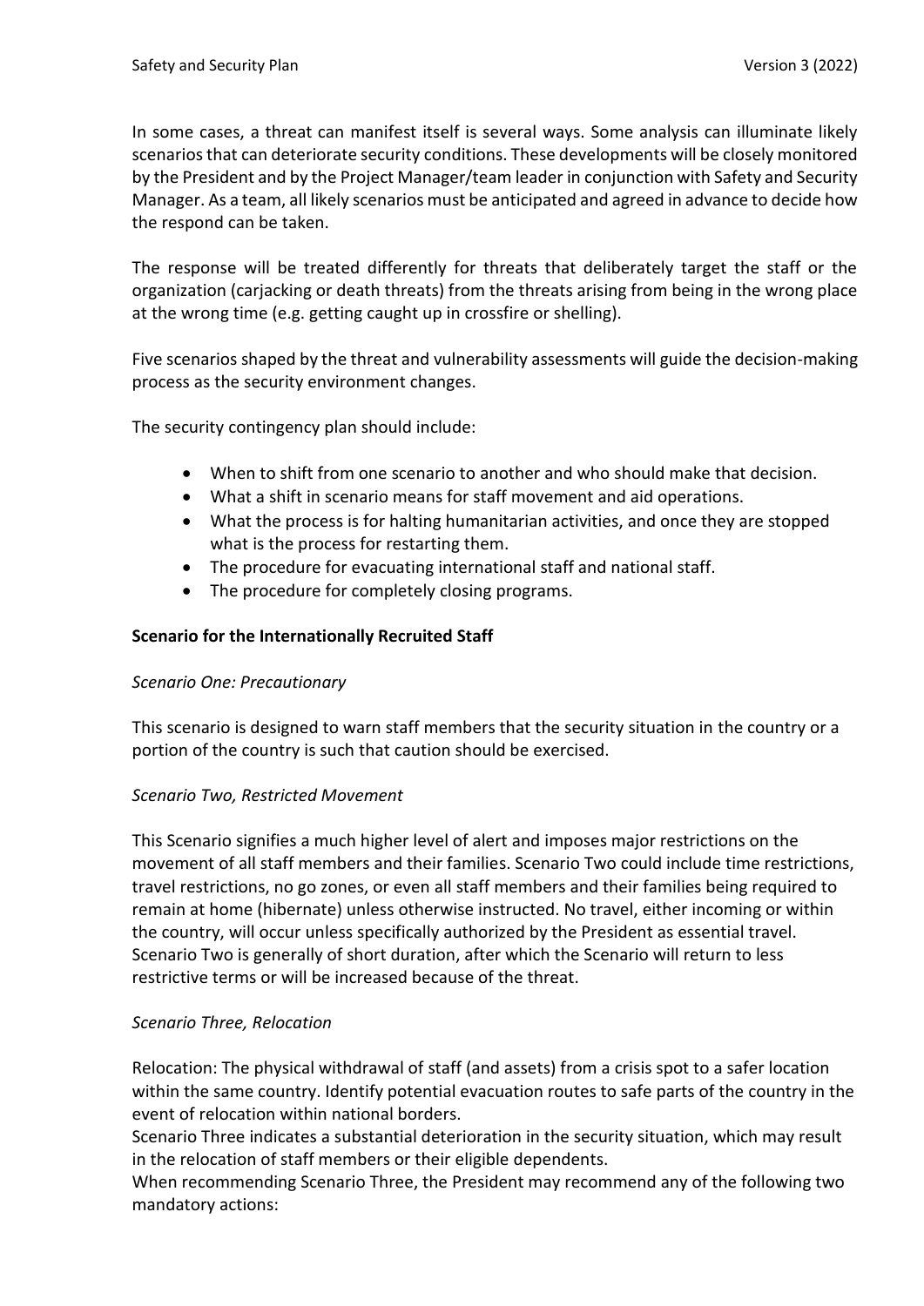In some cases, a threat can manifest itself is several ways. Some analysis can illuminate likely scenarios that can deteriorate security conditions. These developments will be closely monitored by the President and by the Project Manager/team leader in conjunction with Safety and Security Manager. As a team, all likely scenarios must be anticipated and agreed in advance to decide how the respond can be taken.

The response will be treated differently for threats that deliberately target the staff or the organization (carjacking or death threats) from the threats arising from being in the wrong place at the wrong time (e.g. getting caught up in crossfire or shelling).

Five scenarios shaped by the threat and vulnerability assessments will guide the decision-making process as the security environment changes.

The security contingency plan should include:

- When to shift from one scenario to another and who should make that decision.
- What a shift in scenario means for staff movement and aid operations.
- What the process is for halting humanitarian activities, and once they are stopped what is the process for restarting them.
- The procedure for evacuating international staff and national staff.
- The procedure for completely closing programs.

**Scenario for the Internationally Recruited Staff**

*Scenario One: Precautionary*

This scenario is designed to warn staff members that the security situation in the country or a portion of the country is such that caution should be exercised.

*Scenario Two, Restricted Movement*

This Scenario signifies a much higher level of alert and imposes major restrictions on the movement of all staff members and their families. Scenario Two could include time restrictions, travel restrictions, no go zones, or even all staff members and their families being required to remain at home (hibernate) unless otherwise instructed. No travel, either incoming or within the country, will occur unless specifically authorized by the President as essential travel. Scenario Two is generally of short duration, after which the Scenario will return to less restrictive terms or will be increased because of the threat.

*Scenario Three, Relocation*

Relocation: The physical withdrawal of staff (and assets) from a crisis spot to a safer location within the same country. Identify potential evacuation routes to safe parts of the country in the event of relocation within national borders.
Scenario Three indicates a substantial deterioration in the security situation, which may result in the relocation of staff members or their eligible dependents.
When recommending Scenario Three, the President may recommend any of the following two mandatory actions: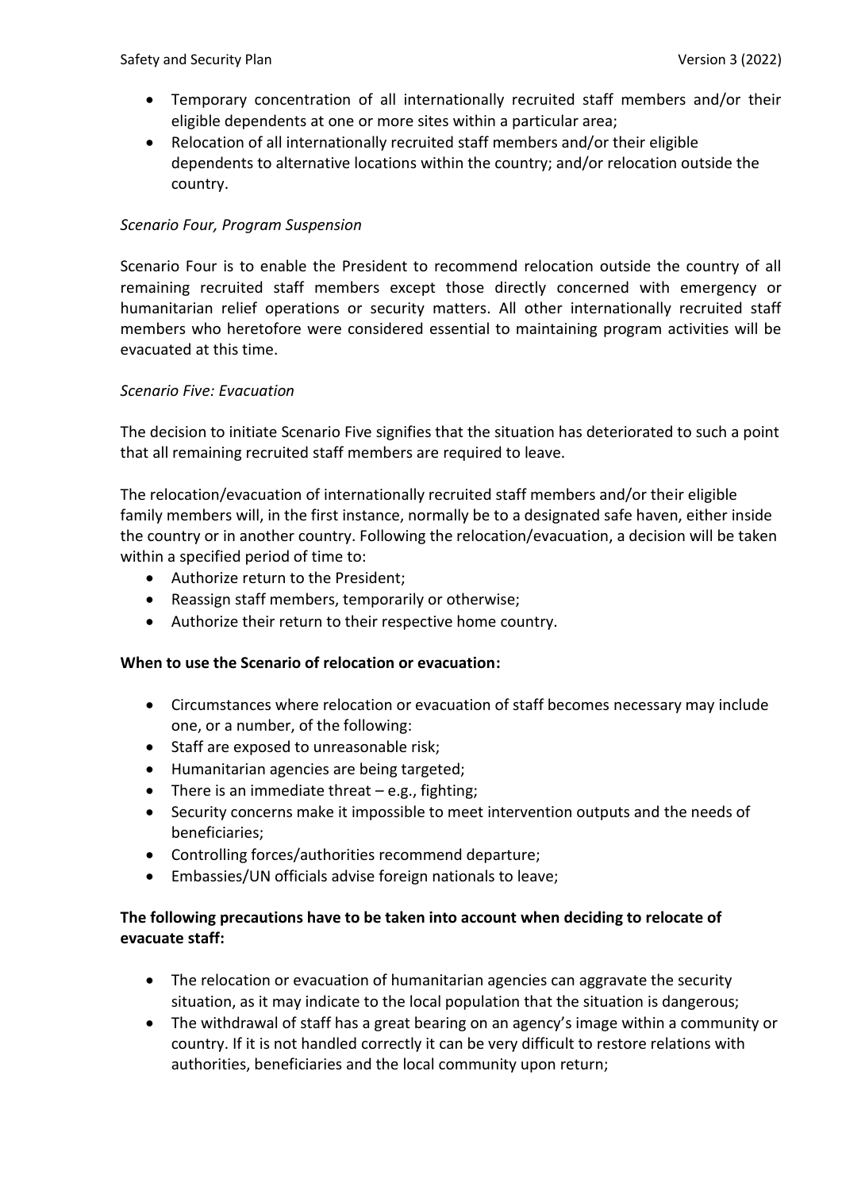- Temporary concentration of all internationally recruited staff members and/or their eligible dependents at one or more sites within a particular area;
- Relocation of all internationally recruited staff members and/or their eligible dependents to alternative locations within the country; and/or relocation outside the country.

*Scenario Four, Program Suspension*

Scenario Four is to enable the President to recommend relocation outside the country of all remaining recruited staff members except those directly concerned with emergency or humanitarian relief operations or security matters. All other internationally recruited staff members who heretofore were considered essential to maintaining program activities will be evacuated at this time.

*Scenario Five: Evacuation*

The decision to initiate Scenario Five signifies that the situation has deteriorated to such a point that all remaining recruited staff members are required to leave.

The relocation/evacuation of internationally recruited staff members and/or their eligible family members will, in the first instance, normally be to a designated safe haven, either inside the country or in another country. Following the relocation/evacuation, a decision will be taken within a specified period of time to:

- Authorize return to the President;
- Reassign staff members, temporarily or otherwise;
- Authorize their return to their respective home country.

**When to use the Scenario of relocation or evacuation:**

- Circumstances where relocation or evacuation of staff becomes necessary may include one, or a number, of the following:
- Staff are exposed to unreasonable risk;
- Humanitarian agencies are being targeted;
- There is an immediate threat – e.g., fighting;
- Security concerns make it impossible to meet intervention outputs and the needs of beneficiaries;
- Controlling forces/authorities recommend departure;
- Embassies/UN officials advise foreign nationals to leave;

**The following precautions have to be taken into account when deciding to relocate of evacuate staff:**

- The relocation or evacuation of humanitarian agencies can aggravate the security situation, as it may indicate to the local population that the situation is dangerous;
- The withdrawal of staff has a great bearing on an agency's image within a community or country. If it is not handled correctly it can be very difficult to restore relations with authorities, beneficiaries and the local community upon return;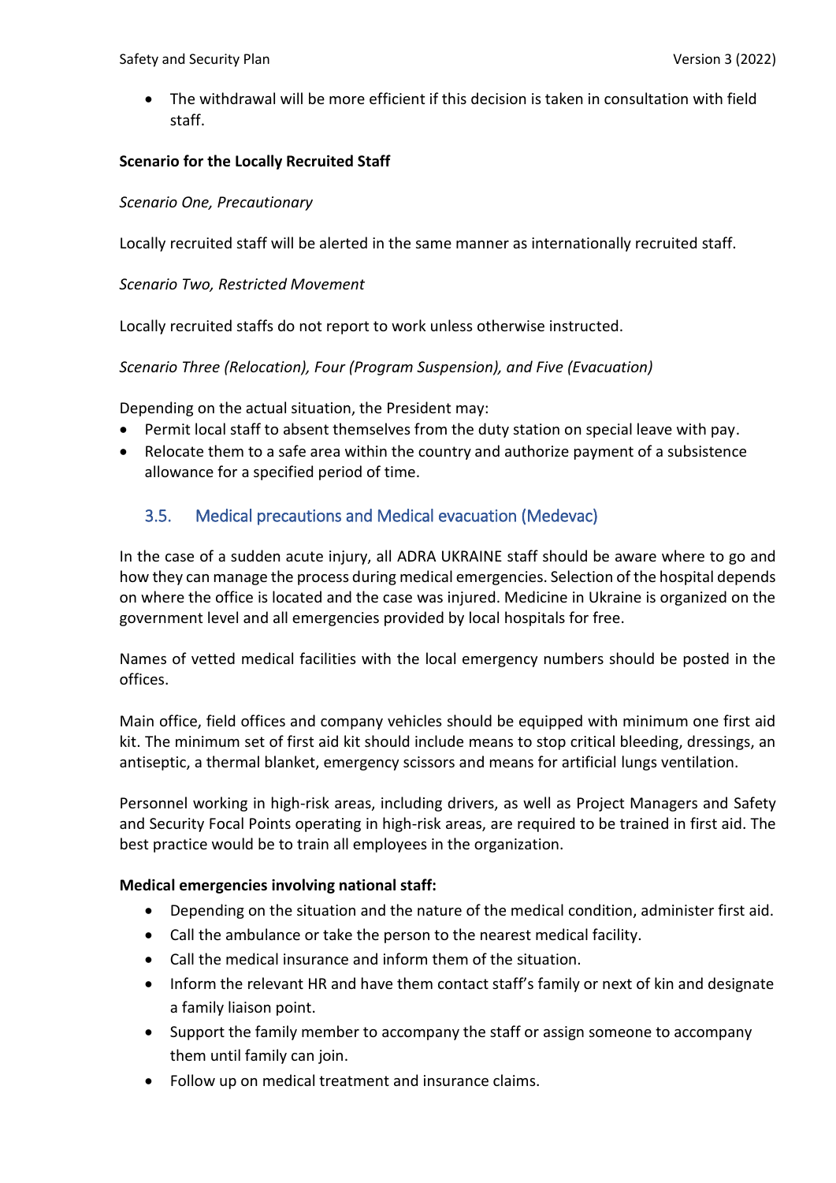- The withdrawal will be more efficient if this decision is taken in consultation with field staff.

**Scenario for the Locally Recruited Staff**

*Scenario One, Precautionary*

Locally recruited staff will be alerted in the same manner as internationally recruited staff.

*Scenario Two, Restricted Movement*

Locally recruited staffs do not report to work unless otherwise instructed.

*Scenario Three (Relocation), Four (Program Suspension), and Five (Evacuation)*

Depending on the actual situation, the President may:

- Permit local staff to absent themselves from the duty station on special leave with pay.
- Relocate them to a safe area within the country and authorize payment of a subsistence allowance for a specified period of time.

### 3.5. Medical precautions and Medical evacuation (Medevac)

In the case of a sudden acute injury, all ADRA UKRAINE staff should be aware where to go and how they can manage the process during medical emergencies. Selection of the hospital depends on where the office is located and the case was injured. Medicine in Ukraine is organized on the government level and all emergencies provided by local hospitals for free.

Names of vetted medical facilities with the local emergency numbers should be posted in the offices.

Main office, field offices and company vehicles should be equipped with minimum one first aid kit. The minimum set of first aid kit should include means to stop critical bleeding, dressings, an antiseptic, a thermal blanket, emergency scissors and means for artificial lungs ventilation.

Personnel working in high-risk areas, including drivers, as well as Project Managers and Safety and Security Focal Points operating in high-risk areas, are required to be trained in first aid. The best practice would be to train all employees in the organization.

**Medical emergencies involving national staff:**

- Depending on the situation and the nature of the medical condition, administer first aid.
- Call the ambulance or take the person to the nearest medical facility.
- Call the medical insurance and inform them of the situation.
- Inform the relevant HR and have them contact staff's family or next of kin and designate a family liaison point.
- Support the family member to accompany the staff or assign someone to accompany them until family can join.
- Follow up on medical treatment and insurance claims.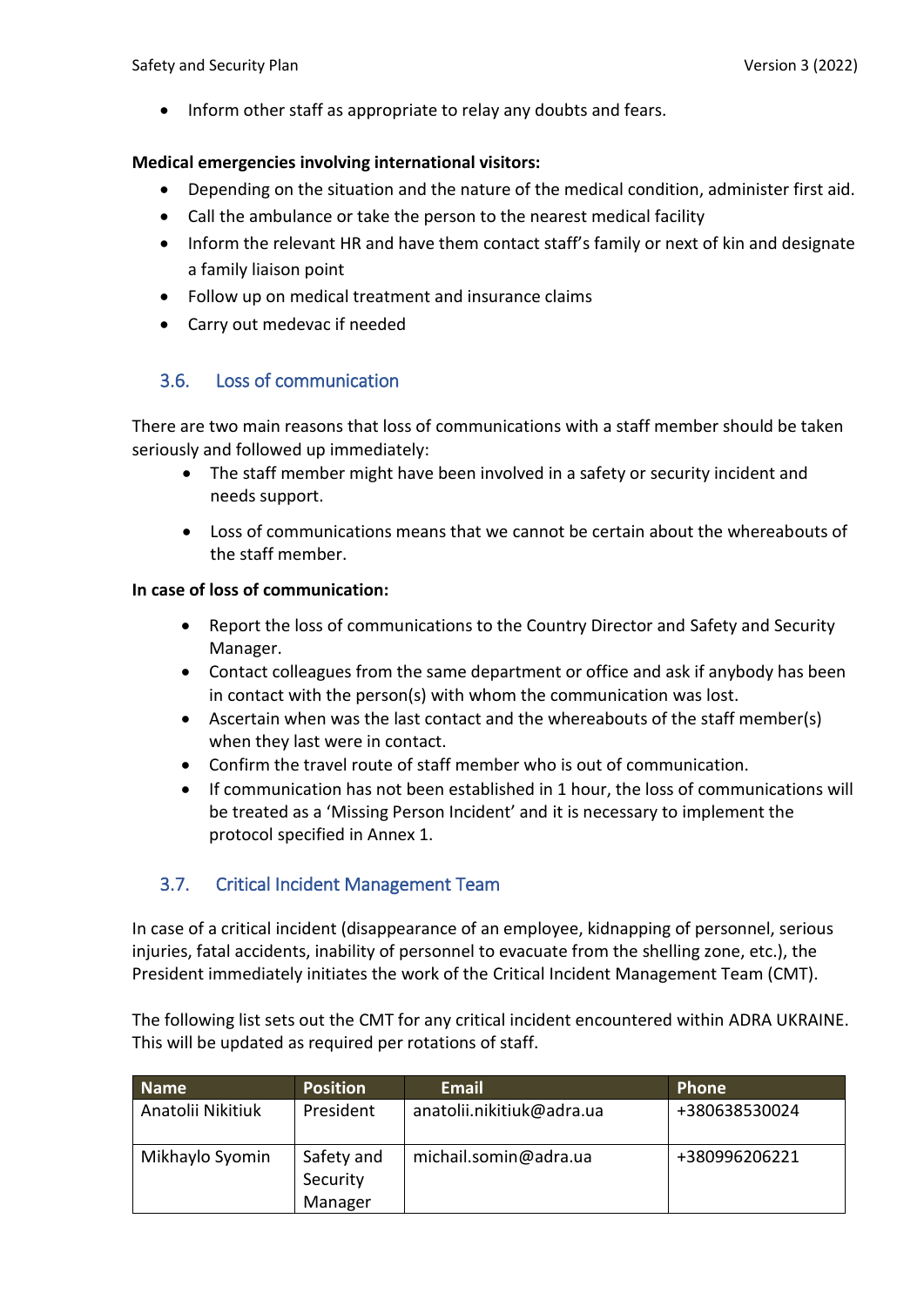- Inform other staff as appropriate to relay any doubts and fears.

**Medical emergencies involving international visitors:**

- Depending on the situation and the nature of the medical condition, administer first aid.
- Call the ambulance or take the person to the nearest medical facility
- Inform the relevant HR and have them contact staff's family or next of kin and designate a family liaison point
- Follow up on medical treatment and insurance claims
- Carry out medevac if needed

## 3.6. Loss of communication

There are two main reasons that loss of communications with a staff member should be taken seriously and followed up immediately:

- The staff member might have been involved in a safety or security incident and needs support.
- Loss of communications means that we cannot be certain about the whereabouts of the staff member.

**In case of loss of communication:**

- Report the loss of communications to the Country Director and Safety and Security Manager.
- Contact colleagues from the same department or office and ask if anybody has been in contact with the person(s) with whom the communication was lost.
- Ascertain when was the last contact and the whereabouts of the staff member(s) when they last were in contact.
- Confirm the travel route of staff member who is out of communication.
- If communication has not been established in 1 hour, the loss of communications will be treated as a 'Missing Person Incident' and it is necessary to implement the protocol specified in Annex 1.

## 3.7. Critical Incident Management Team

In case of a critical incident (disappearance of an employee, kidnapping of personnel, serious injuries, fatal accidents, inability of personnel to evacuate from the shelling zone, etc.), the President immediately initiates the work of the Critical Incident Management Team (CMT).

The following list sets out the CMT for any critical incident encountered within ADRA UKRAINE. This will be updated as required per rotations of staff.

| Name | Position | Email | Phone |
|---|---|---|---|
| Anatolii Nikitiuk | President | anatolii.nikitiuk@adra.ua | +380638530024 |
| Mikhaylo Syomin | Safety and Security Manager | michail.somin@adra.ua | +380996206221 |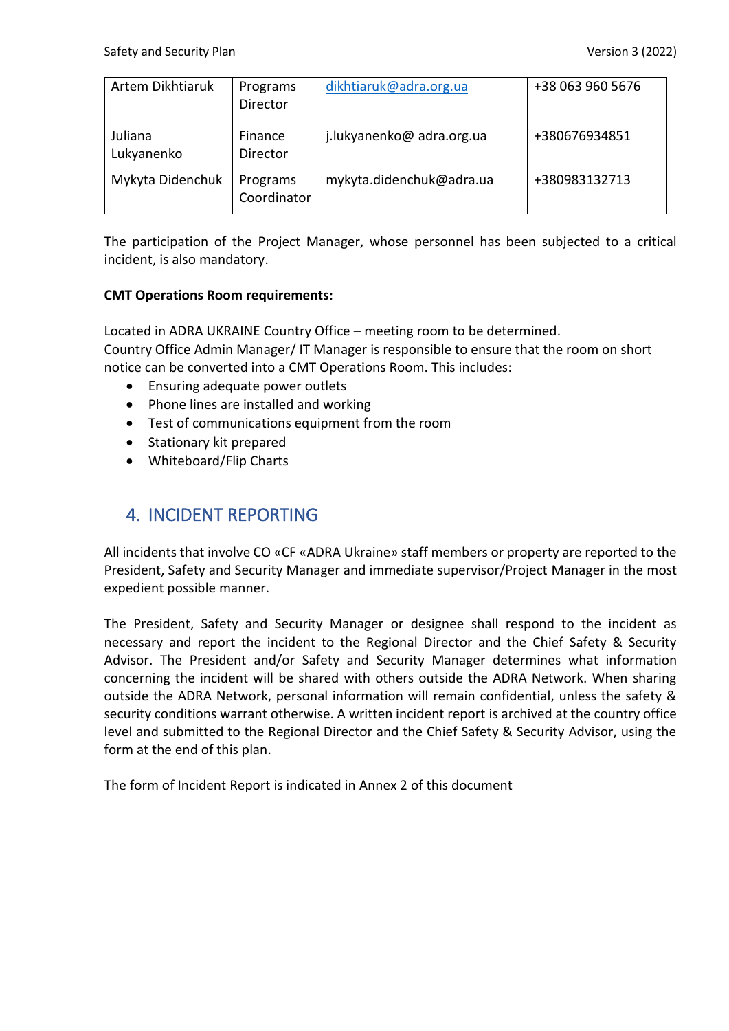| Artem Dikhtiaruk | Programs Director | dikhtiaruk@adra.org.ua | +38 063 960 5676 |
|---|---|---|---|
| Juliana Lukyanenko | Finance Director | j.lukyanenko@ adra.org.ua | +380676934851 |
| Mykyta Didenchuk | Programs Coordinator | mykyta.didenchuk@adra.ua | +380983132713 |

The participation of the Project Manager, whose personnel has been subjected to a critical incident, is also mandatory.

**CMT Operations Room requirements:**

Located in ADRA UKRAINE Country Office – meeting room to be determined.
Country Office Admin Manager/ IT Manager is responsible to ensure that the room on short notice can be converted into a CMT Operations Room. This includes:

- Ensuring adequate power outlets
- Phone lines are installed and working
- Test of communications equipment from the room
- Stationary kit prepared
- Whiteboard/Flip Charts

## 4. INCIDENT REPORTING

All incidents that involve CO «CF «ADRA Ukraine» staff members or property are reported to the President, Safety and Security Manager and immediate supervisor/Project Manager in the most expedient possible manner.

The President, Safety and Security Manager or designee shall respond to the incident as necessary and report the incident to the Regional Director and the Chief Safety & Security Advisor. The President and/or Safety and Security Manager determines what information concerning the incident will be shared with others outside the ADRA Network. When sharing outside the ADRA Network, personal information will remain confidential, unless the safety & security conditions warrant otherwise. A written incident report is archived at the country office level and submitted to the Regional Director and the Chief Safety & Security Advisor, using the form at the end of this plan.

The form of Incident Report is indicated in Annex 2 of this document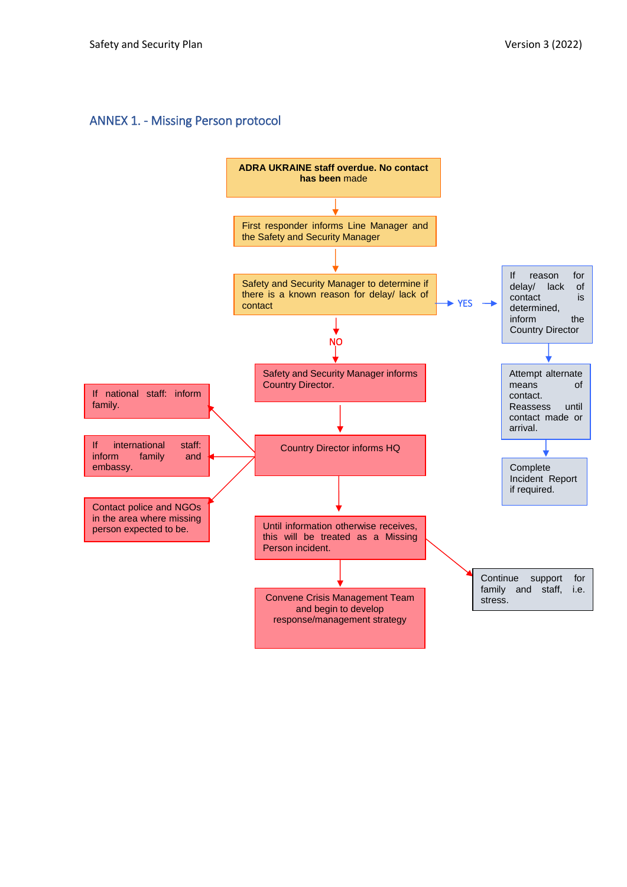## ANNEX 1. - Missing Person protocol

**ADRA UKRAINE staff overdue. No contact has been** made

First responder informs Line Manager and the Safety and Security Manager

Safety and Security Manager to determine if there is a known reason for delay/ lack of contact

YES

If reason for delay/ lack of contact is determined, inform the Country Director

Attempt alternate means of contact. Reassess until contact made or arrival.

Complete Incident Report if required.

NO

Safety and Security Manager informs Country Director.

Country Director informs HQ

If national staff: inform family.

If international staff: inform family and embassy.

Contact police and NGOs in the area where missing person expected to be.

Until information otherwise receives, this will be treated as a Missing Person incident.

Continue support for family and staff, i.e. stress.

Convene Crisis Management Team and begin to develop response/management strategy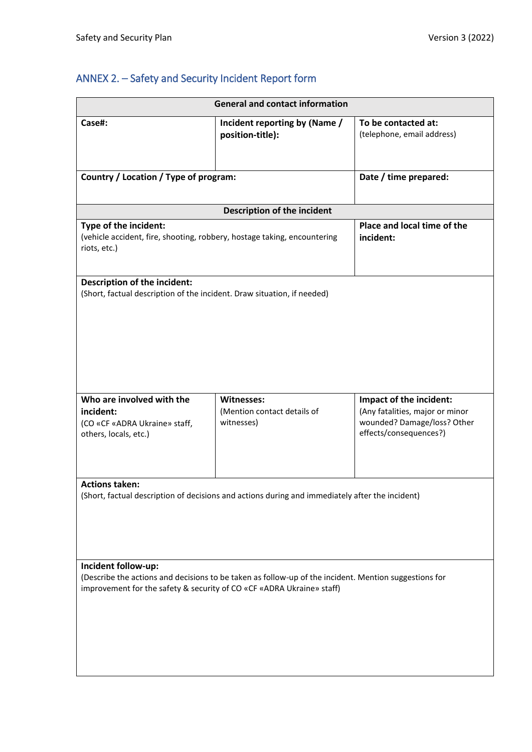## ANNEX 2. – Safety and Security Incident Report form

| General and contact information | | |
|---|---|---|
| **Case#:** | **Incident reporting by (Name / position-title):** | **To be contacted at:** (telephone, email address) |
| **Country / Location / Type of program:** | | **Date / time prepared:** |
| **Description of the incident** | | |
| **Type of the incident:** (vehicle accident, fire, shooting, robbery, hostage taking, encountering riots, etc.) | | **Place and local time of the incident:** |
| **Description of the incident:** (Short, factual description of the incident. Draw situation, if needed) | | |
| **Who are involved with the incident:** (CO «CF «ADRA Ukraine» staff, others, locals, etc.) | **Witnesses:** (Mention contact details of witnesses) | **Impact of the incident:** (Any fatalities, major or minor wounded? Damage/loss? Other effects/consequences?) |
| **Actions taken:** (Short, factual description of decisions and actions during and immediately after the incident) | | |
| **Incident follow-up:** (Describe the actions and decisions to be taken as follow-up of the incident. Mention suggestions for improvement for the safety & security of CO «CF «ADRA Ukraine» staff) | | |